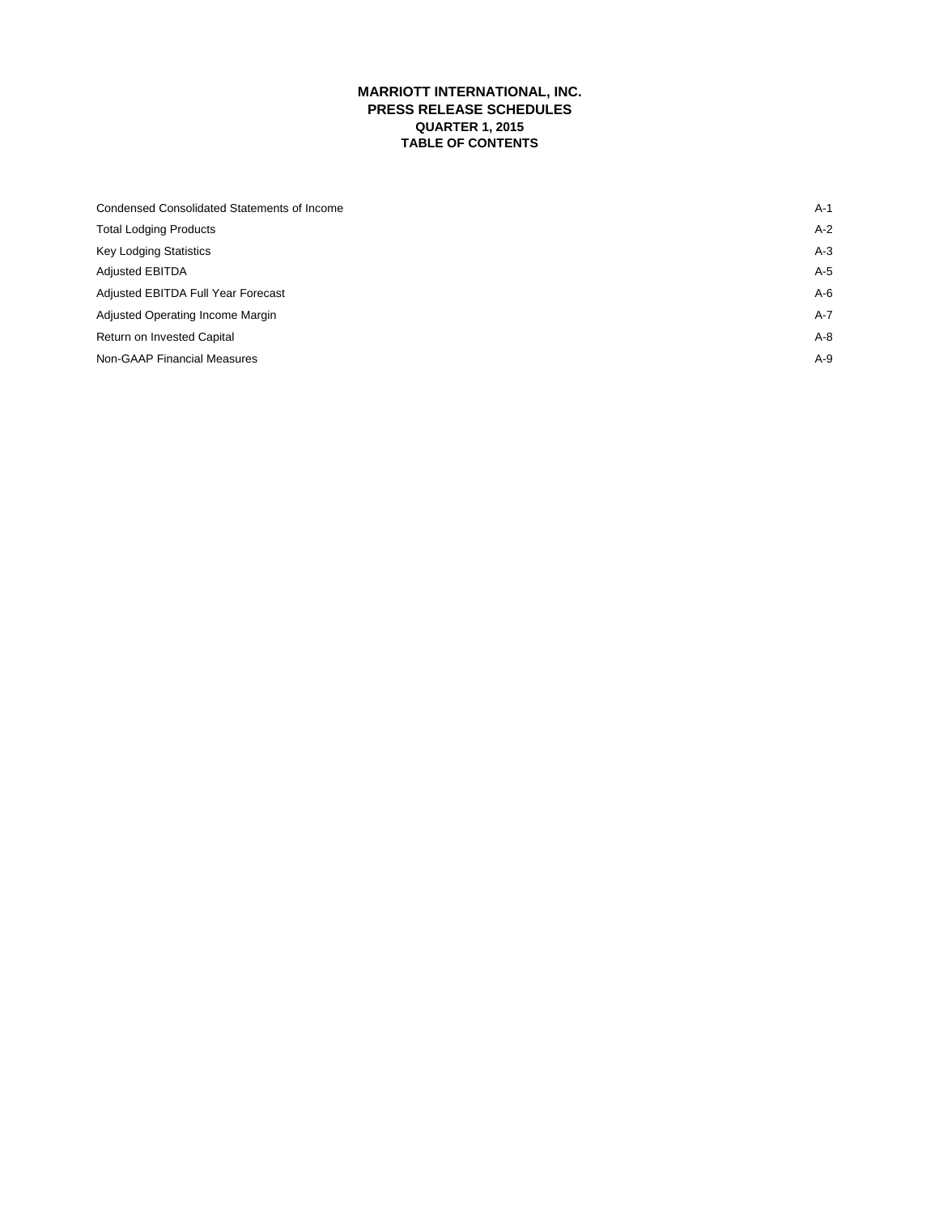# MARRIOTT INTERNATIONAL, INC.
## PRESS RELEASE SCHEDULES
### QUARTER 1, 2015
### TABLE OF CONTENTS

| | |
|---|---|
| Condensed Consolidated Statements of Income | A-1 |
| Total Lodging Products | A-2 |
| Key Lodging Statistics | A-3 |
| Adjusted EBITDA | A-5 |
| Adjusted EBITDA Full Year Forecast | A-6 |
| Adjusted Operating Income Margin | A-7 |
| Return on Invested Capital | A-8 |
| Non-GAAP Financial Measures | A-9 |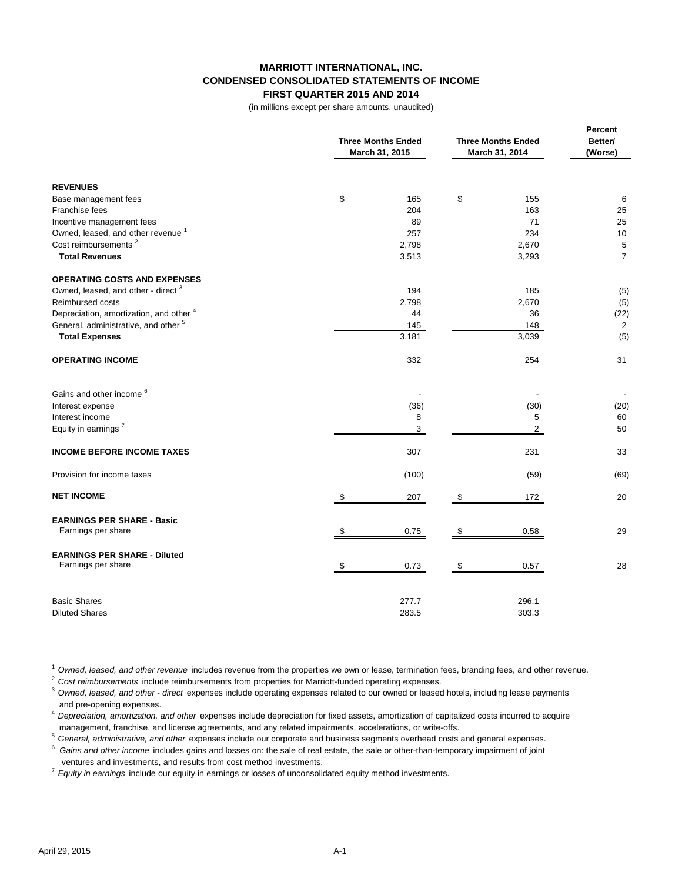# MARRIOTT INTERNATIONAL, INC.
## CONDENSED CONSOLIDATED STATEMENTS OF INCOME
### FIRST QUARTER 2015 AND 2014

(in millions except per share amounts, unaudited)

| | Three Months Ended March 31, 2015 | Three Months Ended March 31, 2014 | Percent Better/ (Worse) |
|---|---|---|---|
| **REVENUES** | | | |
| Base management fees | $ 165 | $ 155 | 6 |
| Franchise fees | 204 | 163 | 25 |
| Incentive management fees | 89 | 71 | 25 |
| Owned, leased, and other revenue [1] | 257 | 234 | 10 |
| Cost reimbursements [2] | 2,798 | 2,670 | 5 |
| **Total Revenues** | 3,513 | 3,293 | 7 |
| **OPERATING COSTS AND EXPENSES** | | | |
| Owned, leased, and other - direct [3] | 194 | 185 | (5) |
| Reimbursed costs | 2,798 | 2,670 | (5) |
| Depreciation, amortization, and other [4] | 44 | 36 | (22) |
| General, administrative, and other [5] | 145 | 148 | 2 |
| **Total Expenses** | 3,181 | 3,039 | (5) |
| **OPERATING INCOME** | 332 | 254 | 31 |
| Gains and other income [6] | - | - | - |
| Interest expense | (36) | (30) | (20) |
| Interest income | 8 | 5 | 60 |
| Equity in earnings [7] | 3 | 2 | 50 |
| **INCOME BEFORE INCOME TAXES** | 307 | 231 | 33 |
| Provision for income taxes | (100) | (59) | (69) |
| **NET INCOME** | $ 207 | $ 172 | 20 |
| **EARNINGS PER SHARE - Basic** | | | |
| Earnings per share | $ 0.75 | $ 0.58 | 29 |
| **EARNINGS PER SHARE - Diluted** | | | |
| Earnings per share | $ 0.73 | $ 0.57 | 28 |
| Basic Shares | 277.7 | 296.1 | |
| Diluted Shares | 283.5 | 303.3 | |

[1] *Owned, leased, and other revenue* includes revenue from the properties we own or lease, termination fees, branding fees, and other revenue.

[2] *Cost reimbursements* include reimbursements from properties for Marriott-funded operating expenses.

[3] *Owned, leased, and other - direct* expenses include operating expenses related to our owned or leased hotels, including lease payments and pre-opening expenses.

[4] *Depreciation, amortization, and other* expenses include depreciation for fixed assets, amortization of capitalized costs incurred to acquire management, franchise, and license agreements, and any related impairments, accelerations, or write-offs.

[5] *General, administrative, and other* expenses include our corporate and business segments overhead costs and general expenses.

[6] *Gains and other income* includes gains and losses on: the sale of real estate, the sale or other-than-temporary impairment of joint ventures and investments, and results from cost method investments.

[7] *Equity in earnings* include our equity in earnings or losses of unconsolidated equity method investments.

April 29, 2015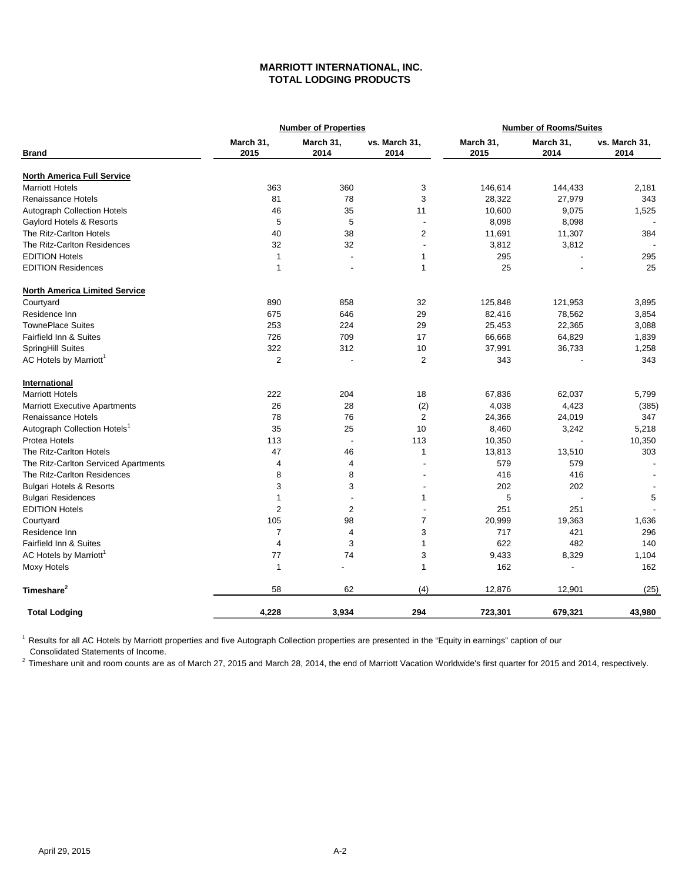# MARRIOTT INTERNATIONAL, INC.
## TOTAL LODGING PRODUCTS

| Brand | Number of Properties | | | Number of Rooms/Suites | | |
|---|---|---|---|---|---|---|
| | March 31, 2015 | March 31, 2014 | vs. March 31, 2014 | March 31, 2015 | March 31, 2014 | vs. March 31, 2014 |
| **North America Full Service** | | | | | | |
| Marriott Hotels | 363 | 360 | 3 | 146,614 | 144,433 | 2,181 |
| Renaissance Hotels | 81 | 78 | 3 | 28,322 | 27,979 | 343 |
| Autograph Collection Hotels | 46 | 35 | 11 | 10,600 | 9,075 | 1,525 |
| Gaylord Hotels & Resorts | 5 | 5 | - | 8,098 | 8,098 | - |
| The Ritz-Carlton Hotels | 40 | 38 | 2 | 11,691 | 11,307 | 384 |
| The Ritz-Carlton Residences | 32 | 32 | - | 3,812 | 3,812 | - |
| EDITION Hotels | 1 | - | 1 | 295 | - | 295 |
| EDITION Residences | 1 | - | 1 | 25 | - | 25 |
| **North America Limited Service** | | | | | | |
| Courtyard | 890 | 858 | 32 | 125,848 | 121,953 | 3,895 |
| Residence Inn | 675 | 646 | 29 | 82,416 | 78,562 | 3,854 |
| TownePlace Suites | 253 | 224 | 29 | 25,453 | 22,365 | 3,088 |
| Fairfield Inn & Suites | 726 | 709 | 17 | 66,668 | 64,829 | 1,839 |
| SpringHill Suites | 322 | 312 | 10 | 37,991 | 36,733 | 1,258 |
| AC Hotels by Marriott[1] | 2 | - | 2 | 343 | - | 343 |
| **International** | | | | | | |
| Marriott Hotels | 222 | 204 | 18 | 67,836 | 62,037 | 5,799 |
| Marriott Executive Apartments | 26 | 28 | (2) | 4,038 | 4,423 | (385) |
| Renaissance Hotels | 78 | 76 | 2 | 24,366 | 24,019 | 347 |
| Autograph Collection Hotels[1] | 35 | 25 | 10 | 8,460 | 3,242 | 5,218 |
| Protea Hotels | 113 | - | 113 | 10,350 | - | 10,350 |
| The Ritz-Carlton Hotels | 47 | 46 | 1 | 13,813 | 13,510 | 303 |
| The Ritz-Carlton Serviced Apartments | 4 | 4 | - | 579 | 579 | - |
| The Ritz-Carlton Residences | 8 | 8 | - | 416 | 416 | - |
| Bulgari Hotels & Resorts | 3 | 3 | - | 202 | 202 | - |
| Bulgari Residences | 1 | - | 1 | 5 | - | 5 |
| EDITION Hotels | 2 | 2 | - | 251 | 251 | - |
| Courtyard | 105 | 98 | 7 | 20,999 | 19,363 | 1,636 |
| Residence Inn | 7 | 4 | 3 | 717 | 421 | 296 |
| Fairfield Inn & Suites | 4 | 3 | 1 | 622 | 482 | 140 |
| AC Hotels by Marriott[1] | 77 | 74 | 3 | 9,433 | 8,329 | 1,104 |
| Moxy Hotels | 1 | - | 1 | 162 | - | 162 |
| **Timeshare[2]** | 58 | 62 | (4) | 12,876 | 12,901 | (25) |
| **Total Lodging** | **4,228** | **3,934** | **294** | **723,301** | **679,321** | **43,980** |

[1] Results for all AC Hotels by Marriott properties and five Autograph Collection properties are presented in the "Equity in earnings" caption of our Consolidated Statements of Income.

[2] Timeshare unit and room counts are as of March 27, 2015 and March 28, 2014, the end of Marriott Vacation Worldwide's first quarter for 2015 and 2014, respectively.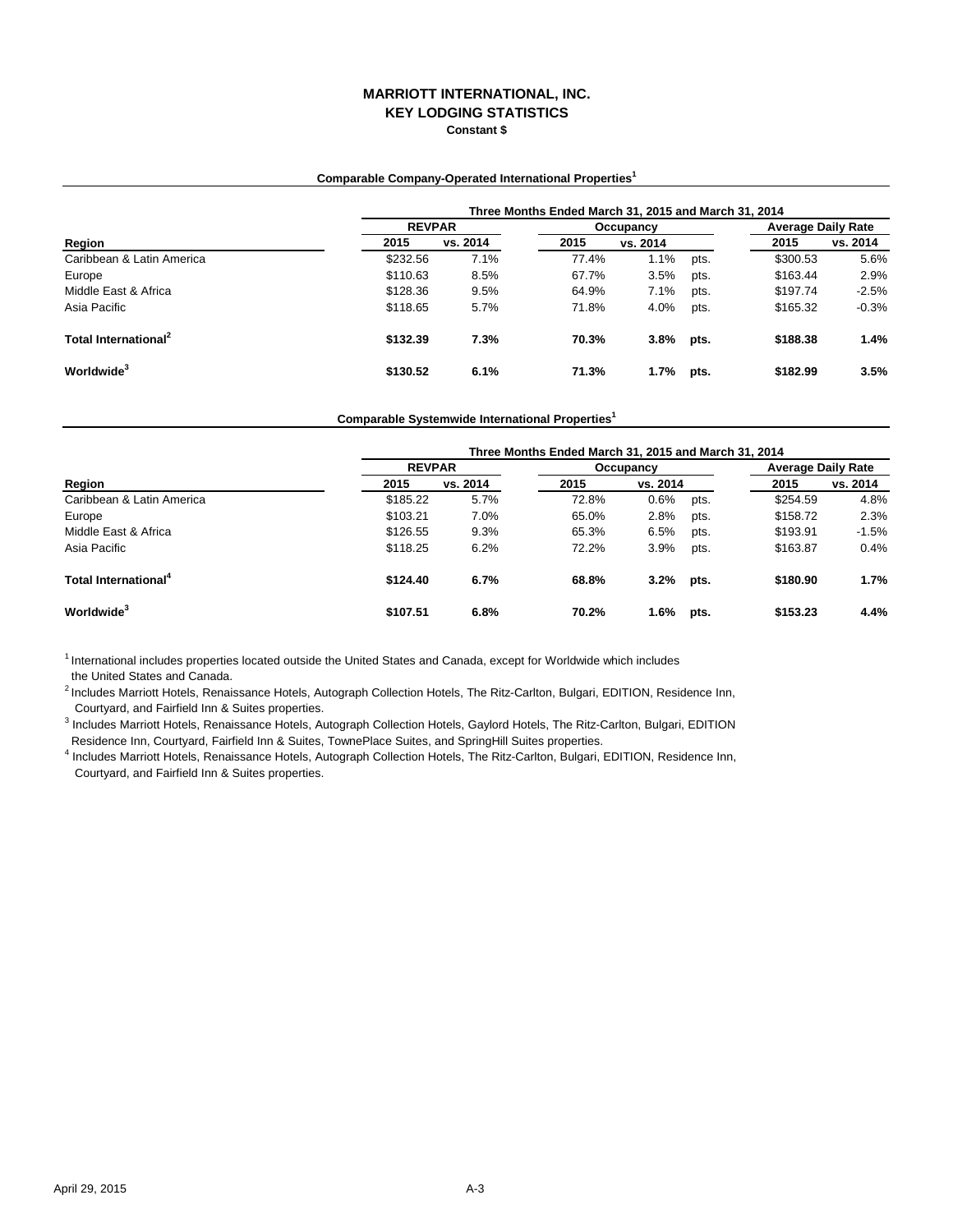# MARRIOTT INTERNATIONAL, INC.
## KEY LODGING STATISTICS
### Constant $

**Comparable Company-Operated International Properties[1]**

| | Three Months Ended March 31, 2015 and March 31, 2014 | | | | | | |
|---|---|---|---|---|---|---|---|
| | REVPAR | | Occupancy | | | Average Daily Rate | |
| **Region** | **2015** | **vs. 2014** | **2015** | **vs. 2014** | | **2015** | **vs. 2014** |
| Caribbean & Latin America | $232.56 | 7.1% | 77.4% | 1.1% | pts. | $300.53 | 5.6% |
| Europe | $110.63 | 8.5% | 67.7% | 3.5% | pts. | $163.44 | 2.9% |
| Middle East & Africa | $128.36 | 9.5% | 64.9% | 7.1% | pts. | $197.74 | -2.5% |
| Asia Pacific | $118.65 | 5.7% | 71.8% | 4.0% | pts. | $165.32 | -0.3% |
| **Total International[2]** | **$132.39** | **7.3%** | **70.3%** | **3.8%** | **pts.** | **$188.38** | **1.4%** |
| **Worldwide[3]** | **$130.52** | **6.1%** | **71.3%** | **1.7%** | **pts.** | **$182.99** | **3.5%** |

**Comparable Systemwide International Properties[1]**

| | Three Months Ended March 31, 2015 and March 31, 2014 | | | | | | |
|---|---|---|---|---|---|---|---|
| | REVPAR | | Occupancy | | | Average Daily Rate | |
| **Region** | **2015** | **vs. 2014** | **2015** | **vs. 2014** | | **2015** | **vs. 2014** |
| Caribbean & Latin America | $185.22 | 5.7% | 72.8% | 0.6% | pts. | $254.59 | 4.8% |
| Europe | $103.21 | 7.0% | 65.0% | 2.8% | pts. | $158.72 | 2.3% |
| Middle East & Africa | $126.55 | 9.3% | 65.3% | 6.5% | pts. | $193.91 | -1.5% |
| Asia Pacific | $118.25 | 6.2% | 72.2% | 3.9% | pts. | $163.87 | 0.4% |
| **Total International[4]** | **$124.40** | **6.7%** | **68.8%** | **3.2%** | **pts.** | **$180.90** | **1.7%** |
| **Worldwide[3]** | **$107.51** | **6.8%** | **70.2%** | **1.6%** | **pts.** | **$153.23** | **4.4%** |

[1] International includes properties located outside the United States and Canada, except for Worldwide which includes the United States and Canada.

[2] Includes Marriott Hotels, Renaissance Hotels, Autograph Collection Hotels, The Ritz-Carlton, Bulgari, EDITION, Residence Inn, Courtyard, and Fairfield Inn & Suites properties.

[3] Includes Marriott Hotels, Renaissance Hotels, Autograph Collection Hotels, Gaylord Hotels, The Ritz-Carlton, Bulgari, EDITION Residence Inn, Courtyard, Fairfield Inn & Suites, TownePlace Suites, and SpringHill Suites properties.

[4] Includes Marriott Hotels, Renaissance Hotels, Autograph Collection Hotels, The Ritz-Carlton, Bulgari, EDITION, Residence Inn, Courtyard, and Fairfield Inn & Suites properties.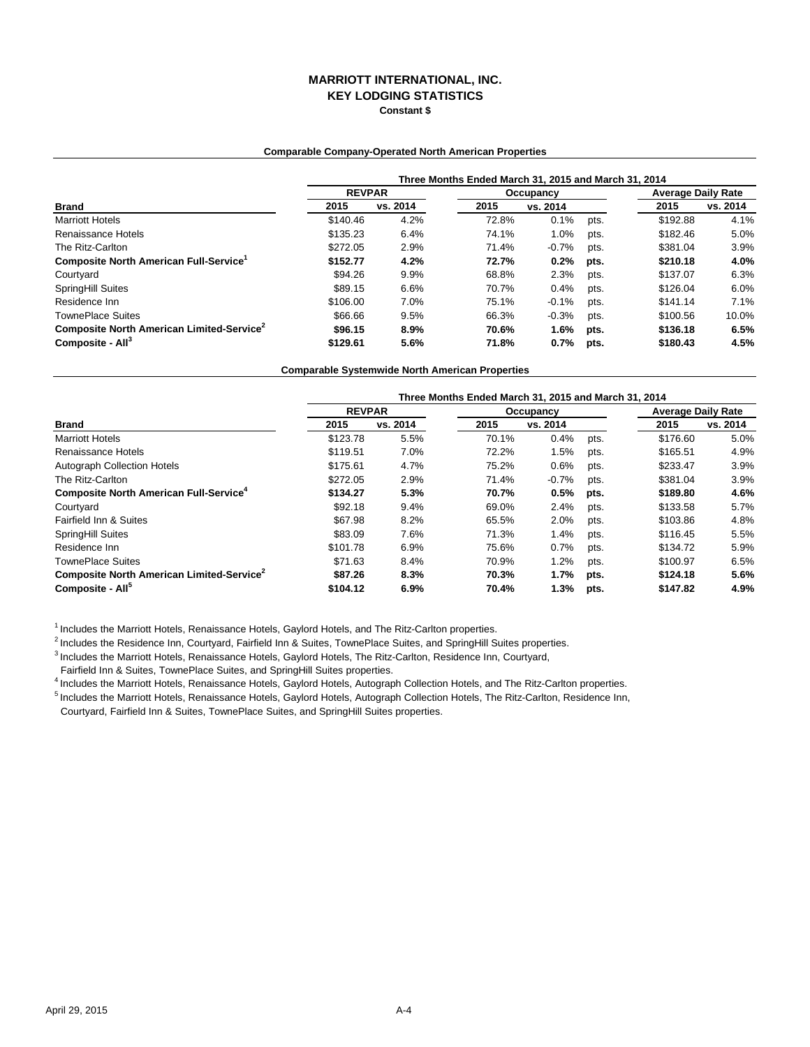# MARRIOTT INTERNATIONAL, INC.
## KEY LODGING STATISTICS
**Constant $**

**Comparable Company-Operated North American Properties**

| | Three Months Ended March 31, 2015 and March 31, 2014 | | | | | | |
|---|---|---|---|---|---|---|---|
| | REVPAR | | Occupancy | | | Average Daily Rate | |
| **Brand** | 2015 | vs. 2014 | 2015 | vs. 2014 | | 2015 | vs. 2014 |
| Marriott Hotels | $140.46 | 4.2% | 72.8% | 0.1% | pts. | $192.88 | 4.1% |
| Renaissance Hotels | $135.23 | 6.4% | 74.1% | 1.0% | pts. | $182.46 | 5.0% |
| The Ritz-Carlton | $272.05 | 2.9% | 71.4% | -0.7% | pts. | $381.04 | 3.9% |
| **Composite North American Full-Service[1]** | **$152.77** | **4.2%** | **72.7%** | **0.2%** | **pts.** | **$210.18** | **4.0%** |
| Courtyard | $94.26 | 9.9% | 68.8% | 2.3% | pts. | $137.07 | 6.3% |
| SpringHill Suites | $89.15 | 6.6% | 70.7% | 0.4% | pts. | $126.04 | 6.0% |
| Residence Inn | $106.00 | 7.0% | 75.1% | -0.1% | pts. | $141.14 | 7.1% |
| TownePlace Suites | $66.66 | 9.5% | 66.3% | -0.3% | pts. | $100.56 | 10.0% |
| **Composite North American Limited-Service[2]** | **$96.15** | **8.9%** | **70.6%** | **1.6%** | **pts.** | **$136.18** | **6.5%** |
| **Composite - All[3]** | **$129.61** | **5.6%** | **71.8%** | **0.7%** | **pts.** | **$180.43** | **4.5%** |

**Comparable Systemwide North American Properties**

| | Three Months Ended March 31, 2015 and March 31, 2014 | | | | | | |
|---|---|---|---|---|---|---|---|
| | REVPAR | | Occupancy | | | Average Daily Rate | |
| **Brand** | 2015 | vs. 2014 | 2015 | vs. 2014 | | 2015 | vs. 2014 |
| Marriott Hotels | $123.78 | 5.5% | 70.1% | 0.4% | pts. | $176.60 | 5.0% |
| Renaissance Hotels | $119.51 | 7.0% | 72.2% | 1.5% | pts. | $165.51 | 4.9% |
| Autograph Collection Hotels | $175.61 | 4.7% | 75.2% | 0.6% | pts. | $233.47 | 3.9% |
| The Ritz-Carlton | $272.05 | 2.9% | 71.4% | -0.7% | pts. | $381.04 | 3.9% |
| **Composite North American Full-Service[4]** | **$134.27** | **5.3%** | **70.7%** | **0.5%** | **pts.** | **$189.80** | **4.6%** |
| Courtyard | $92.18 | 9.4% | 69.0% | 2.4% | pts. | $133.58 | 5.7% |
| Fairfield Inn & Suites | $67.98 | 8.2% | 65.5% | 2.0% | pts. | $103.86 | 4.8% |
| SpringHill Suites | $83.09 | 7.6% | 71.3% | 1.4% | pts. | $116.45 | 5.5% |
| Residence Inn | $101.78 | 6.9% | 75.6% | 0.7% | pts. | $134.72 | 5.9% |
| TownePlace Suites | $71.63 | 8.4% | 70.9% | 1.2% | pts. | $100.97 | 6.5% |
| **Composite North American Limited-Service[2]** | **$87.26** | **8.3%** | **70.3%** | **1.7%** | **pts.** | **$124.18** | **5.6%** |
| **Composite - All[5]** | **$104.12** | **6.9%** | **70.4%** | **1.3%** | **pts.** | **$147.82** | **4.9%** |

[1] Includes the Marriott Hotels, Renaissance Hotels, Gaylord Hotels, and The Ritz-Carlton properties.

[2] Includes the Residence Inn, Courtyard, Fairfield Inn & Suites, TownePlace Suites, and SpringHill Suites properties.

[3] Includes the Marriott Hotels, Renaissance Hotels, Gaylord Hotels, The Ritz-Carlton, Residence Inn, Courtyard, Fairfield Inn & Suites, TownePlace Suites, and SpringHill Suites properties.

[4] Includes the Marriott Hotels, Renaissance Hotels, Gaylord Hotels, Autograph Collection Hotels, and The Ritz-Carlton properties.

[5] Includes the Marriott Hotels, Renaissance Hotels, Gaylord Hotels, Autograph Collection Hotels, The Ritz-Carlton, Residence Inn, Courtyard, Fairfield Inn & Suites, TownePlace Suites, and SpringHill Suites properties.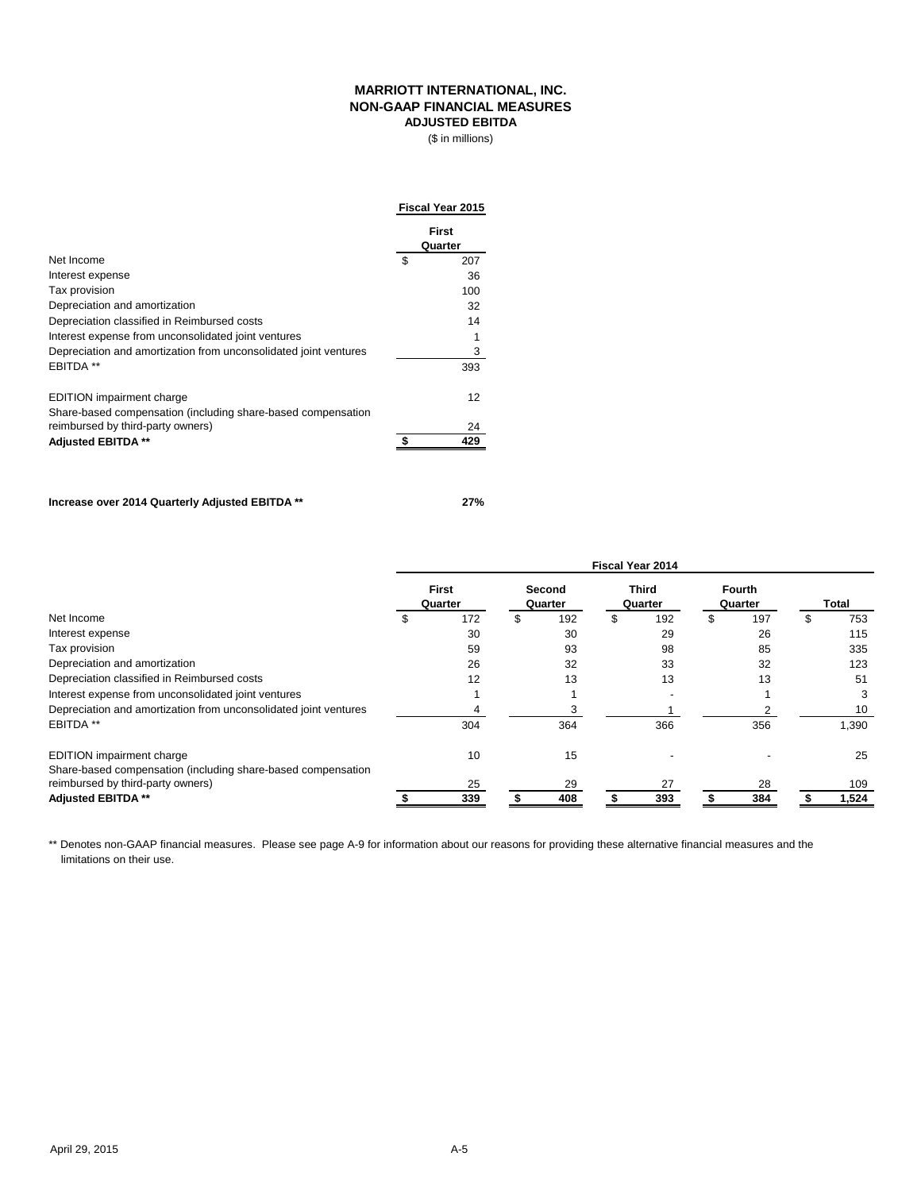# MARRIOTT INTERNATIONAL, INC.
## NON-GAAP FINANCIAL MEASURES
### ADJUSTED EBITDA

($ in millions)

| | Fiscal Year 2015 |
|---|---|
| | First Quarter |
| Net Income | $ 207 |
| Interest expense | 36 |
| Tax provision | 100 |
| Depreciation and amortization | 32 |
| Depreciation classified in Reimbursed costs | 14 |
| Interest expense from unconsolidated joint ventures | 1 |
| Depreciation and amortization from unconsolidated joint ventures | 3 |
| EBITDA ** | 393 |
| EDITION impairment charge | 12 |
| Share-based compensation (including share-based compensation reimbursed by third-party owners) | 24 |
| **Adjusted EBITDA ** ** | **$ 429** |

**Increase over 2014 Quarterly Adjusted EBITDA **** **27%**

| | Fiscal Year 2014 | | | | |
|---|---|---|---|---|---|
| | First Quarter | Second Quarter | Third Quarter | Fourth Quarter | Total |
| Net Income | $ 172 | $ 192 | $ 192 | $ 197 | $ 753 |
| Interest expense | 30 | 30 | 29 | 26 | 115 |
| Tax provision | 59 | 93 | 98 | 85 | 335 |
| Depreciation and amortization | 26 | 32 | 33 | 32 | 123 |
| Depreciation classified in Reimbursed costs | 12 | 13 | 13 | 13 | 51 |
| Interest expense from unconsolidated joint ventures | 1 | 1 | - | 1 | 3 |
| Depreciation and amortization from unconsolidated joint ventures | 4 | 3 | 1 | 2 | 10 |
| EBITDA ** | 304 | 364 | 366 | 356 | 1,390 |
| EDITION impairment charge | 10 | 15 | - | - | 25 |
| Share-based compensation (including share-based compensation reimbursed by third-party owners) | 25 | 29 | 27 | 28 | 109 |
| **Adjusted EBITDA ** ** | **$ 339** | **$ 408** | **$ 393** | **$ 384** | **$ 1,524** |

** Denotes non-GAAP financial measures. Please see page A-9 for information about our reasons for providing these alternative financial measures and the limitations on their use.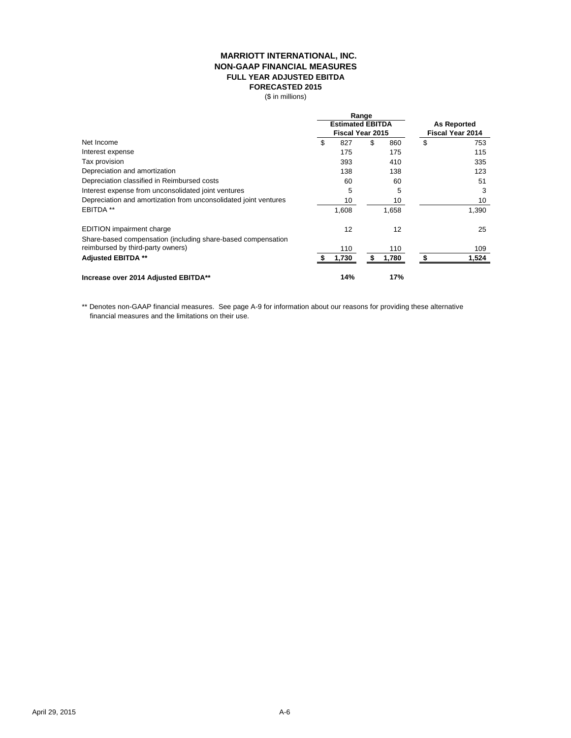# MARRIOTT INTERNATIONAL, INC.
## NON-GAAP FINANCIAL MEASURES
### FULL YEAR ADJUSTED EBITDA
### FORECASTED 2015

($ in millions)

| | Range Estimated EBITDA Fiscal Year 2015 | | As Reported Fiscal Year 2014 |
|---|---|---|---|
| Net Income | $ 827 | $ 860 | $ 753 |
| Interest expense | 175 | 175 | 115 |
| Tax provision | 393 | 410 | 335 |
| Depreciation and amortization | 138 | 138 | 123 |
| Depreciation classified in Reimbursed costs | 60 | 60 | 51 |
| Interest expense from unconsolidated joint ventures | 5 | 5 | 3 |
| Depreciation and amortization from unconsolidated joint ventures | 10 | 10 | 10 |
| EBITDA ** | 1,608 | 1,658 | 1,390 |
| EDITION impairment charge | 12 | 12 | 25 |
| Share-based compensation (including share-based compensation reimbursed by third-party owners) | 110 | 110 | 109 |
| **Adjusted EBITDA ****| **$ 1,730** | **$ 1,780** | **$ 1,524** |
| **Increase over 2014 Adjusted EBITDA**** | **14%** | **17%** | |

** Denotes non-GAAP financial measures. See page A-9 for information about our reasons for providing these alternative financial measures and the limitations on their use.

April 29, 2015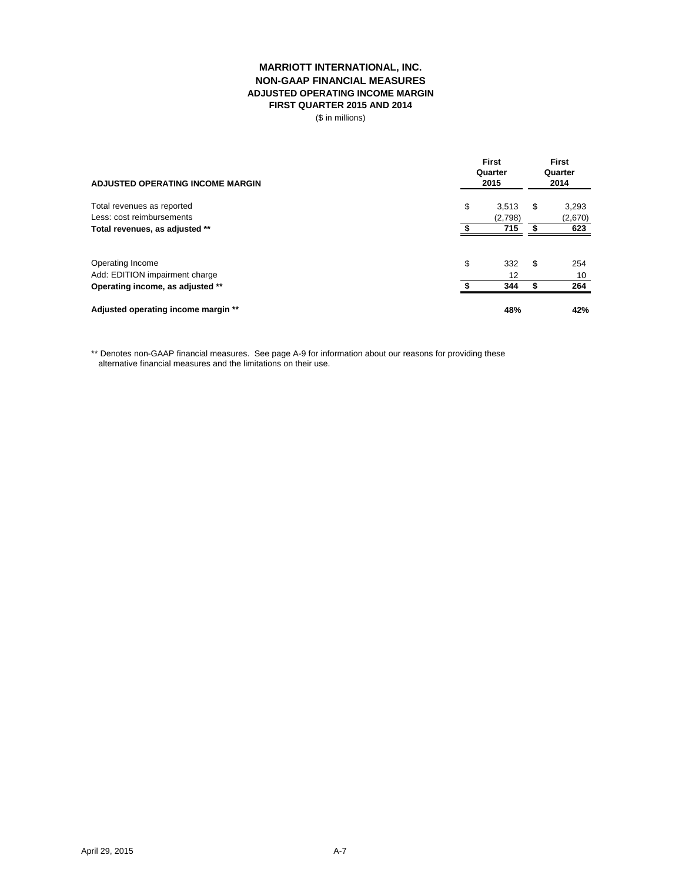# MARRIOTT INTERNATIONAL, INC.
## NON-GAAP FINANCIAL MEASURES
### ADJUSTED OPERATING INCOME MARGIN
### FIRST QUARTER 2015 AND 2014

($ in millions)

| ADJUSTED OPERATING INCOME MARGIN | First Quarter 2015 | First Quarter 2014 |
|---|---|---|
| Total revenues as reported | $ 3,513 | $ 3,293 |
| Less: cost reimbursements | (2,798) | (2,670) |
| **Total revenues, as adjusted \*\*** | **$ 715** | **$ 623** |
| | | |
| Operating Income | $ 332 | $ 254 |
| Add: EDITION impairment charge | 12 | 10 |
| **Operating income, as adjusted \*\*** | **$ 344** | **$ 264** |
| | | |
| **Adjusted operating income margin \*\*** | **48%** | **42%** |

** Denotes non-GAAP financial measures. See page A-9 for information about our reasons for providing these alternative financial measures and the limitations on their use.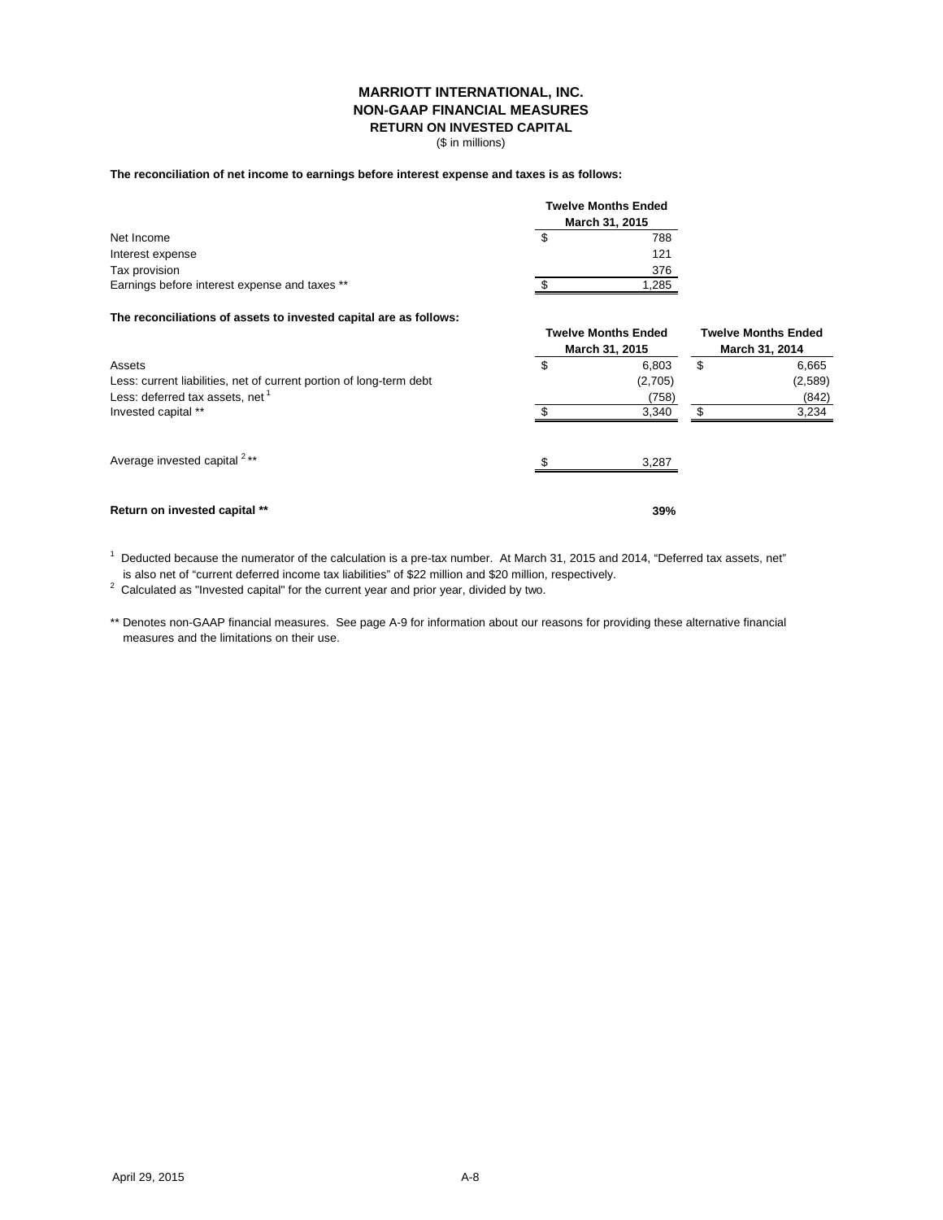# MARRIOTT INTERNATIONAL, INC.
## NON-GAAP FINANCIAL MEASURES
### RETURN ON INVESTED CAPITAL

($ in millions)

**The reconciliation of net income to earnings before interest expense and taxes is as follows:**

| | Twelve Months Ended March 31, 2015 |
|---|---|
| Net Income | $ 788 |
| Interest expense | 121 |
| Tax provision | 376 |
| Earnings before interest expense and taxes ** | $ 1,285 |

**The reconciliations of assets to invested capital are as follows:**

| | Twelve Months Ended March 31, 2015 | Twelve Months Ended March 31, 2014 |
|---|---|---|
| Assets | $ 6,803 | $ 6,665 |
| Less: current liabilities, net of current portion of long-term debt | (2,705) | (2,589) |
| Less: deferred tax assets, net [1] | (758) | (842) |
| Invested capital ** | $ 3,340 | $ 3,234 |
| | | |
| Average invested capital [2] ** | $ 3,287 | |
| | | |
| **Return on invested capital \*\*** | **39%** | |

[1] Deducted because the numerator of the calculation is a pre-tax number. At March 31, 2015 and 2014, "Deferred tax assets, net" is also net of "current deferred income tax liabilities" of $22 million and $20 million, respectively.

[2] Calculated as "Invested capital" for the current year and prior year, divided by two.

** Denotes non-GAAP financial measures. See page A-9 for information about our reasons for providing these alternative financial measures and the limitations on their use.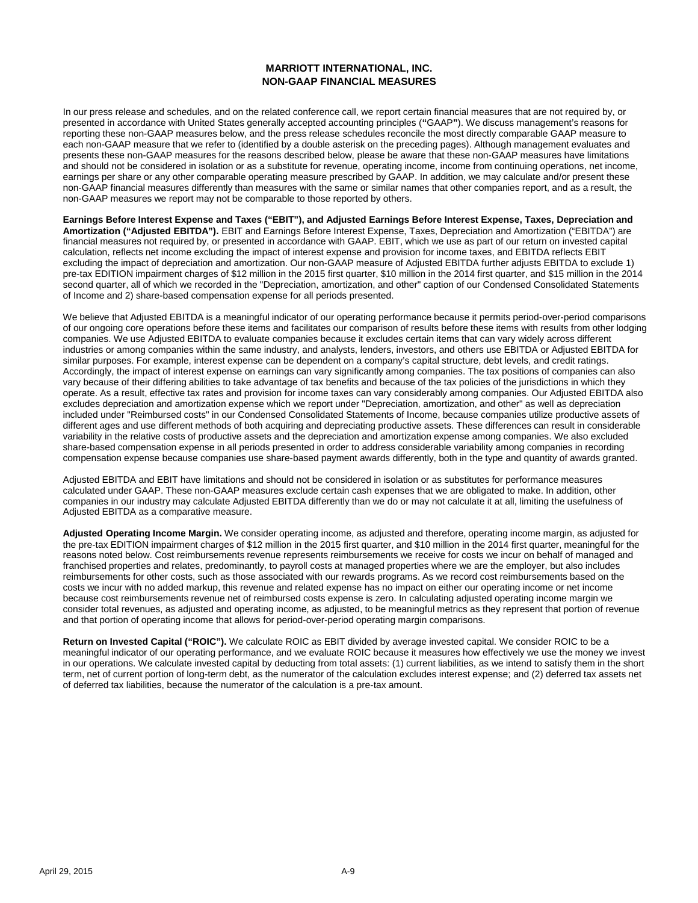# MARRIOTT INTERNATIONAL, INC.
## NON-GAAP FINANCIAL MEASURES

In our press release and schedules, and on the related conference call, we report certain financial measures that are not required by, or presented in accordance with United States generally accepted accounting principles ("GAAP"). We discuss management's reasons for reporting these non-GAAP measures below, and the press release schedules reconcile the most directly comparable GAAP measure to each non-GAAP measure that we refer to (identified by a double asterisk on the preceding pages). Although management evaluates and presents these non-GAAP measures for the reasons described below, please be aware that these non-GAAP measures have limitations and should not be considered in isolation or as a substitute for revenue, operating income, income from continuing operations, net income, earnings per share or any other comparable operating measure prescribed by GAAP. In addition, we may calculate and/or present these non-GAAP financial measures differently than measures with the same or similar names that other companies report, and as a result, the non-GAAP measures we report may not be comparable to those reported by others.

**Earnings Before Interest Expense and Taxes ("EBIT"), and Adjusted Earnings Before Interest Expense, Taxes, Depreciation and Amortization ("Adjusted EBITDA").** EBIT and Earnings Before Interest Expense, Taxes, Depreciation and Amortization ("EBITDA") are financial measures not required by, or presented in accordance with GAAP. EBIT, which we use as part of our return on invested capital calculation, reflects net income excluding the impact of interest expense and provision for income taxes, and EBITDA reflects EBIT excluding the impact of depreciation and amortization. Our non-GAAP measure of Adjusted EBITDA further adjusts EBITDA to exclude 1) pre-tax EDITION impairment charges of $12 million in the 2015 first quarter, $10 million in the 2014 first quarter, and $15 million in the 2014 second quarter, all of which we recorded in the "Depreciation, amortization, and other" caption of our Condensed Consolidated Statements of Income and 2) share-based compensation expense for all periods presented.

We believe that Adjusted EBITDA is a meaningful indicator of our operating performance because it permits period-over-period comparisons of our ongoing core operations before these items and facilitates our comparison of results before these items with results from other lodging companies. We use Adjusted EBITDA to evaluate companies because it excludes certain items that can vary widely across different industries or among companies within the same industry, and analysts, lenders, investors, and others use EBITDA or Adjusted EBITDA for similar purposes. For example, interest expense can be dependent on a company's capital structure, debt levels, and credit ratings. Accordingly, the impact of interest expense on earnings can vary significantly among companies. The tax positions of companies can also vary because of their differing abilities to take advantage of tax benefits and because of the tax policies of the jurisdictions in which they operate. As a result, effective tax rates and provision for income taxes can vary considerably among companies. Our Adjusted EBITDA also excludes depreciation and amortization expense which we report under "Depreciation, amortization, and other" as well as depreciation included under "Reimbursed costs" in our Condensed Consolidated Statements of Income, because companies utilize productive assets of different ages and use different methods of both acquiring and depreciating productive assets. These differences can result in considerable variability in the relative costs of productive assets and the depreciation and amortization expense among companies. We also excluded share-based compensation expense in all periods presented in order to address considerable variability among companies in recording compensation expense because companies use share-based payment awards differently, both in the type and quantity of awards granted.

Adjusted EBITDA and EBIT have limitations and should not be considered in isolation or as substitutes for performance measures calculated under GAAP. These non-GAAP measures exclude certain cash expenses that we are obligated to make. In addition, other companies in our industry may calculate Adjusted EBITDA differently than we do or may not calculate it at all, limiting the usefulness of Adjusted EBITDA as a comparative measure.

**Adjusted Operating Income Margin.** We consider operating income, as adjusted and therefore, operating income margin, as adjusted for the pre-tax EDITION impairment charges of $12 million in the 2015 first quarter, and $10 million in the 2014 first quarter, meaningful for the reasons noted below. Cost reimbursements revenue represents reimbursements we receive for costs we incur on behalf of managed and franchised properties and relates, predominantly, to payroll costs at managed properties where we are the employer, but also includes reimbursements for other costs, such as those associated with our rewards programs. As we record cost reimbursements based on the costs we incur with no added markup, this revenue and related expense has no impact on either our operating income or net income because cost reimbursements revenue net of reimbursed costs expense is zero. In calculating adjusted operating income margin we consider total revenues, as adjusted and operating income, as adjusted, to be meaningful metrics as they represent that portion of revenue and that portion of operating income that allows for period-over-period operating margin comparisons.

**Return on Invested Capital ("ROIC").** We calculate ROIC as EBIT divided by average invested capital. We consider ROIC to be a meaningful indicator of our operating performance, and we evaluate ROIC because it measures how effectively we use the money we invest in our operations. We calculate invested capital by deducting from total assets: (1) current liabilities, as we intend to satisfy them in the short term, net of current portion of long-term debt, as the numerator of the calculation excludes interest expense; and (2) deferred tax assets net of deferred tax liabilities, because the numerator of the calculation is a pre-tax amount.